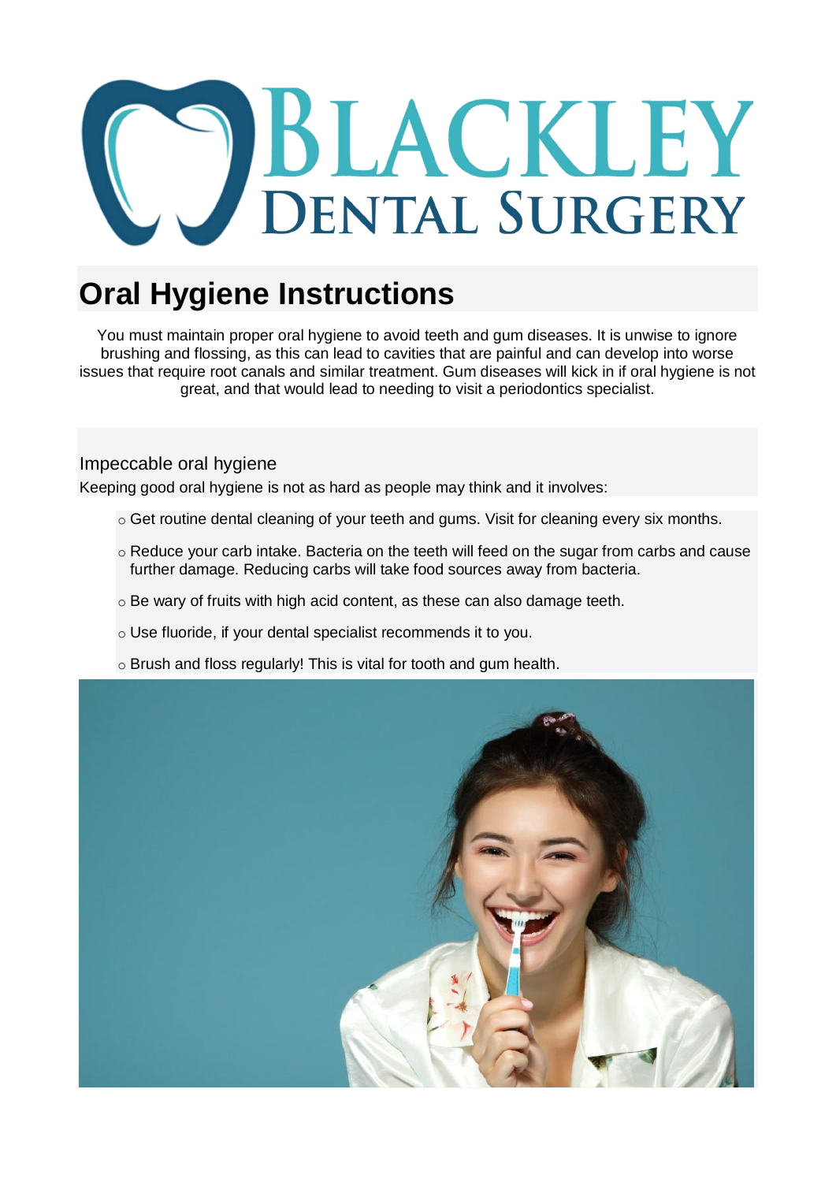# Blackley Dental Surgery

## Oral Hygiene Instructions

You must maintain proper oral hygiene to avoid teeth and gum diseases. It is unwise to ignore brushing and flossing, as this can lead to cavities that are painful and can develop into worse issues that require root canals and similar treatment. Gum diseases will kick in if oral hygiene is not great, and that would lead to needing to visit a periodontics specialist.

### Impeccable oral hygiene

Keeping good oral hygiene is not as hard as people may think and it involves:

- Get routine dental cleaning of your teeth and gums. Visit for cleaning every six months.
- Reduce your carb intake. Bacteria on the teeth will feed on the sugar from carbs and cause further damage. Reducing carbs will take food sources away from bacteria.
- Be wary of fruits with high acid content, as these can also damage teeth.
- Use fluoride, if your dental specialist recommends it to you.
- Brush and floss regularly! This is vital for tooth and gum health.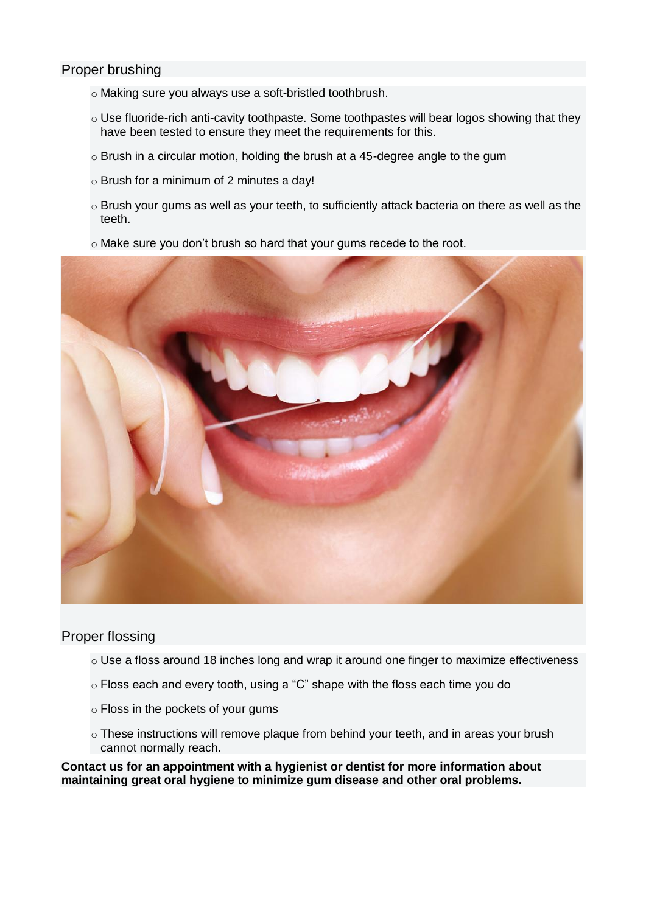## Proper brushing

- Making sure you always use a soft-bristled toothbrush.
- Use fluoride-rich anti-cavity toothpaste. Some toothpastes will bear logos showing that they have been tested to ensure they meet the requirements for this.
- Brush in a circular motion, holding the brush at a 45-degree angle to the gum
- Brush for a minimum of 2 minutes a day!
- Brush your gums as well as your teeth, to sufficiently attack bacteria on there as well as the teeth.
- Make sure you don't brush so hard that your gums recede to the root.

## Proper flossing

- Use a floss around 18 inches long and wrap it around one finger to maximize effectiveness
- Floss each and every tooth, using a "C" shape with the floss each time you do
- Floss in the pockets of your gums
- These instructions will remove plaque from behind your teeth, and in areas your brush cannot normally reach.

**Contact us for an appointment with a hygienist or dentist for more information about maintaining great oral hygiene to minimize gum disease and other oral problems.**